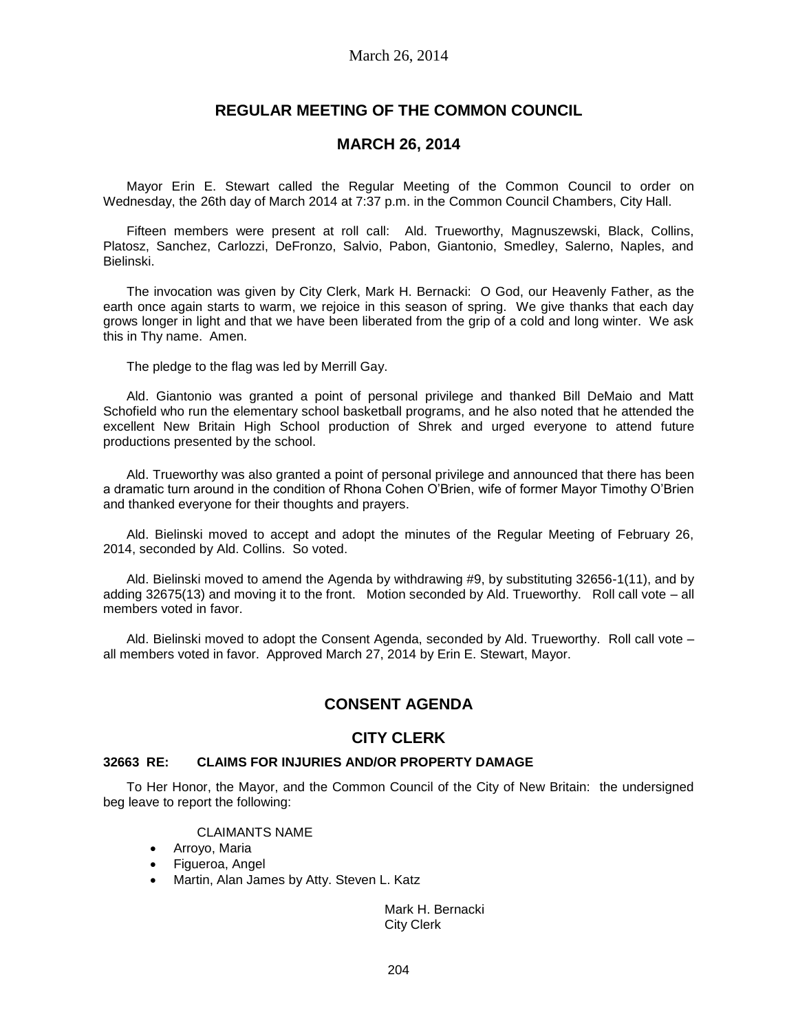# REGULAR MEETING OF THE COMMON COUNCIL

## MARCH 26, 2014

Mayor Erin E. Stewart called the Regular Meeting of the Common Council to order on Wednesday, the 26th day of March 2014 at 7:37 p.m. in the Common Council Chambers, City Hall.

Fifteen members were present at roll call: Ald. Trueworthy, Magnuszewski, Black, Collins, Platosz, Sanchez, Carlozzi, DeFronzo, Salvio, Pabon, Giantonio, Smedley, Salerno, Naples, and Bielinski.

The invocation was given by City Clerk, Mark H. Bernacki: O God, our Heavenly Father, as the earth once again starts to warm, we rejoice in this season of spring. We give thanks that each day grows longer in light and that we have been liberated from the grip of a cold and long winter. We ask this in Thy name. Amen.

The pledge to the flag was led by Merrill Gay.

Ald. Giantonio was granted a point of personal privilege and thanked Bill DeMaio and Matt Schofield who run the elementary school basketball programs, and he also noted that he attended the excellent New Britain High School production of Shrek and urged everyone to attend future productions presented by the school.

Ald. Trueworthy was also granted a point of personal privilege and announced that there has been a dramatic turn around in the condition of Rhona Cohen O'Brien, wife of former Mayor Timothy O'Brien and thanked everyone for their thoughts and prayers.

Ald. Bielinski moved to accept and adopt the minutes of the Regular Meeting of February 26, 2014, seconded by Ald. Collins. So voted.

Ald. Bielinski moved to amend the Agenda by withdrawing #9, by substituting 32656-1(11), and by adding 32675(13) and moving it to the front. Motion seconded by Ald. Trueworthy. Roll call vote – all members voted in favor.

Ald. Bielinski moved to adopt the Consent Agenda, seconded by Ald. Trueworthy. Roll call vote – all members voted in favor. Approved March 27, 2014 by Erin E. Stewart, Mayor.

## CONSENT AGENDA

## CITY CLERK

### 32663 RE: CLAIMS FOR INJURIES AND/OR PROPERTY DAMAGE

To Her Honor, the Mayor, and the Common Council of the City of New Britain: the undersigned beg leave to report the following:

CLAIMANTS NAME

- Arroyo, Maria
- Figueroa, Angel
- Martin, Alan James by Atty. Steven L. Katz

Mark H. Bernacki
City Clerk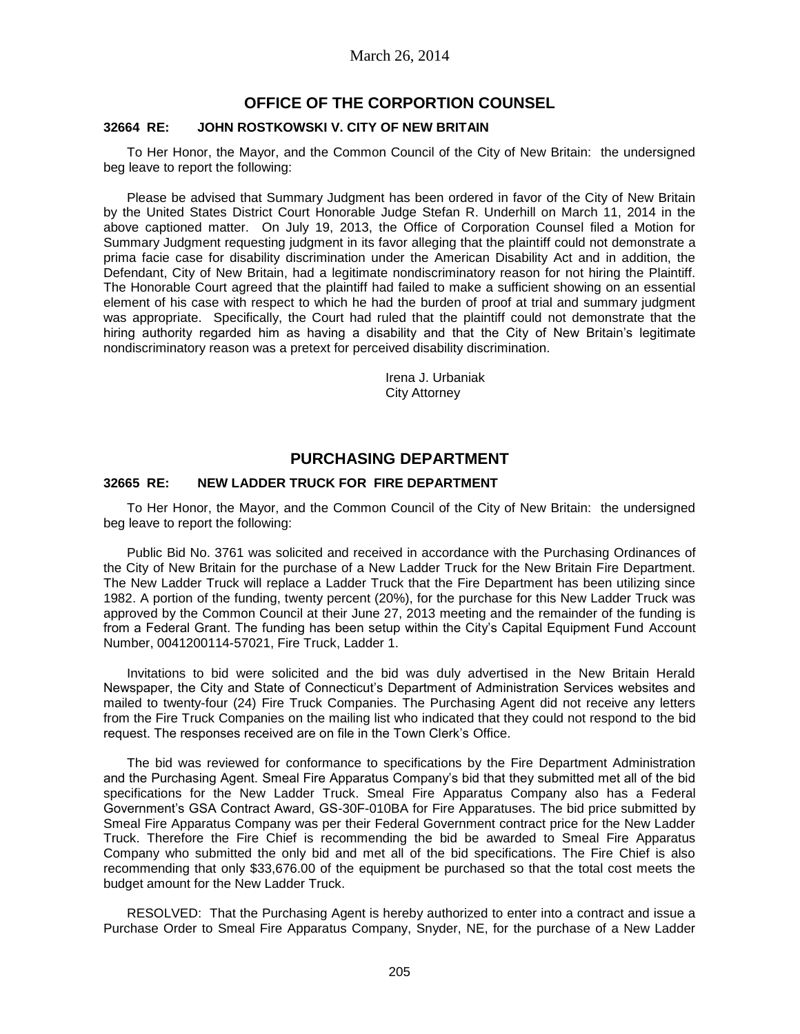## OFFICE OF THE CORPORTION COUNSEL

### 32664 RE: JOHN ROSTKOWSKI V. CITY OF NEW BRITAIN

To Her Honor, the Mayor, and the Common Council of the City of New Britain: the undersigned beg leave to report the following:

Please be advised that Summary Judgment has been ordered in favor of the City of New Britain by the United States District Court Honorable Judge Stefan R. Underhill on March 11, 2014 in the above captioned matter. On July 19, 2013, the Office of Corporation Counsel filed a Motion for Summary Judgment requesting judgment in its favor alleging that the plaintiff could not demonstrate a prima facie case for disability discrimination under the American Disability Act and in addition, the Defendant, City of New Britain, had a legitimate nondiscriminatory reason for not hiring the Plaintiff. The Honorable Court agreed that the plaintiff had failed to make a sufficient showing on an essential element of his case with respect to which he had the burden of proof at trial and summary judgment was appropriate. Specifically, the Court had ruled that the plaintiff could not demonstrate that the hiring authority regarded him as having a disability and that the City of New Britain's legitimate nondiscriminatory reason was a pretext for perceived disability discrimination.

Irena J. Urbaniak
City Attorney

## PURCHASING DEPARTMENT

### 32665 RE: NEW LADDER TRUCK FOR FIRE DEPARTMENT

To Her Honor, the Mayor, and the Common Council of the City of New Britain: the undersigned beg leave to report the following:

Public Bid No. 3761 was solicited and received in accordance with the Purchasing Ordinances of the City of New Britain for the purchase of a New Ladder Truck for the New Britain Fire Department. The New Ladder Truck will replace a Ladder Truck that the Fire Department has been utilizing since 1982. A portion of the funding, twenty percent (20%), for the purchase for this New Ladder Truck was approved by the Common Council at their June 27, 2013 meeting and the remainder of the funding is from a Federal Grant. The funding has been setup within the City's Capital Equipment Fund Account Number, 0041200114-57021, Fire Truck, Ladder 1.

Invitations to bid were solicited and the bid was duly advertised in the New Britain Herald Newspaper, the City and State of Connecticut's Department of Administration Services websites and mailed to twenty-four (24) Fire Truck Companies. The Purchasing Agent did not receive any letters from the Fire Truck Companies on the mailing list who indicated that they could not respond to the bid request. The responses received are on file in the Town Clerk's Office.

The bid was reviewed for conformance to specifications by the Fire Department Administration and the Purchasing Agent. Smeal Fire Apparatus Company's bid that they submitted met all of the bid specifications for the New Ladder Truck. Smeal Fire Apparatus Company also has a Federal Government's GSA Contract Award, GS-30F-010BA for Fire Apparatuses. The bid price submitted by Smeal Fire Apparatus Company was per their Federal Government contract price for the New Ladder Truck. Therefore the Fire Chief is recommending the bid be awarded to Smeal Fire Apparatus Company who submitted the only bid and met all of the bid specifications. The Fire Chief is also recommending that only \$33,676.00 of the equipment be purchased so that the total cost meets the budget amount for the New Ladder Truck.

RESOLVED: That the Purchasing Agent is hereby authorized to enter into a contract and issue a Purchase Order to Smeal Fire Apparatus Company, Snyder, NE, for the purchase of a New Ladder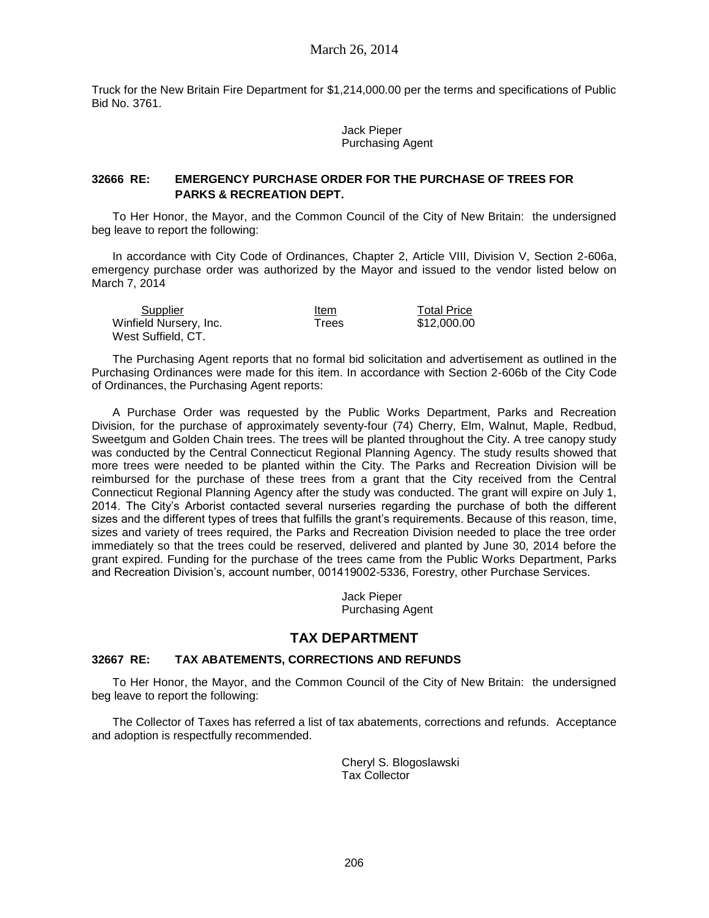Truck for the New Britain Fire Department for $1,214,000.00 per the terms and specifications of Public Bid No. 3761.

Jack Pieper
Purchasing Agent

### 32666 RE: EMERGENCY PURCHASE ORDER FOR THE PURCHASE OF TREES FOR PARKS & RECREATION DEPT.

To Her Honor, the Mayor, and the Common Council of the City of New Britain: the undersigned beg leave to report the following:

In accordance with City Code of Ordinances, Chapter 2, Article VIII, Division V, Section 2-606a, emergency purchase order was authorized by the Mayor and issued to the vendor listed below on March 7, 2014

| Supplier | Item | Total Price |
| --- | --- | --- |
| Winfield Nursery, Inc. West Suffield, CT. | Trees | $12,000.00 |

The Purchasing Agent reports that no formal bid solicitation and advertisement as outlined in the Purchasing Ordinances were made for this item. In accordance with Section 2-606b of the City Code of Ordinances, the Purchasing Agent reports:

A Purchase Order was requested by the Public Works Department, Parks and Recreation Division, for the purchase of approximately seventy-four (74) Cherry, Elm, Walnut, Maple, Redbud, Sweetgum and Golden Chain trees. The trees will be planted throughout the City. A tree canopy study was conducted by the Central Connecticut Regional Planning Agency. The study results showed that more trees were needed to be planted within the City. The Parks and Recreation Division will be reimbursed for the purchase of these trees from a grant that the City received from the Central Connecticut Regional Planning Agency after the study was conducted. The grant will expire on July 1, 2014. The City's Arborist contacted several nurseries regarding the purchase of both the different sizes and the different types of trees that fulfills the grant's requirements. Because of this reason, time, sizes and variety of trees required, the Parks and Recreation Division needed to place the tree order immediately so that the trees could be reserved, delivered and planted by June 30, 2014 before the grant expired. Funding for the purchase of the trees came from the Public Works Department, Parks and Recreation Division's, account number, 001419002-5336, Forestry, other Purchase Services.

Jack Pieper
Purchasing Agent

## TAX DEPARTMENT

### 32667 RE: TAX ABATEMENTS, CORRECTIONS AND REFUNDS

To Her Honor, the Mayor, and the Common Council of the City of New Britain: the undersigned beg leave to report the following:

The Collector of Taxes has referred a list of tax abatements, corrections and refunds. Acceptance and adoption is respectfully recommended.

Cheryl S. Blogoslawski
Tax Collector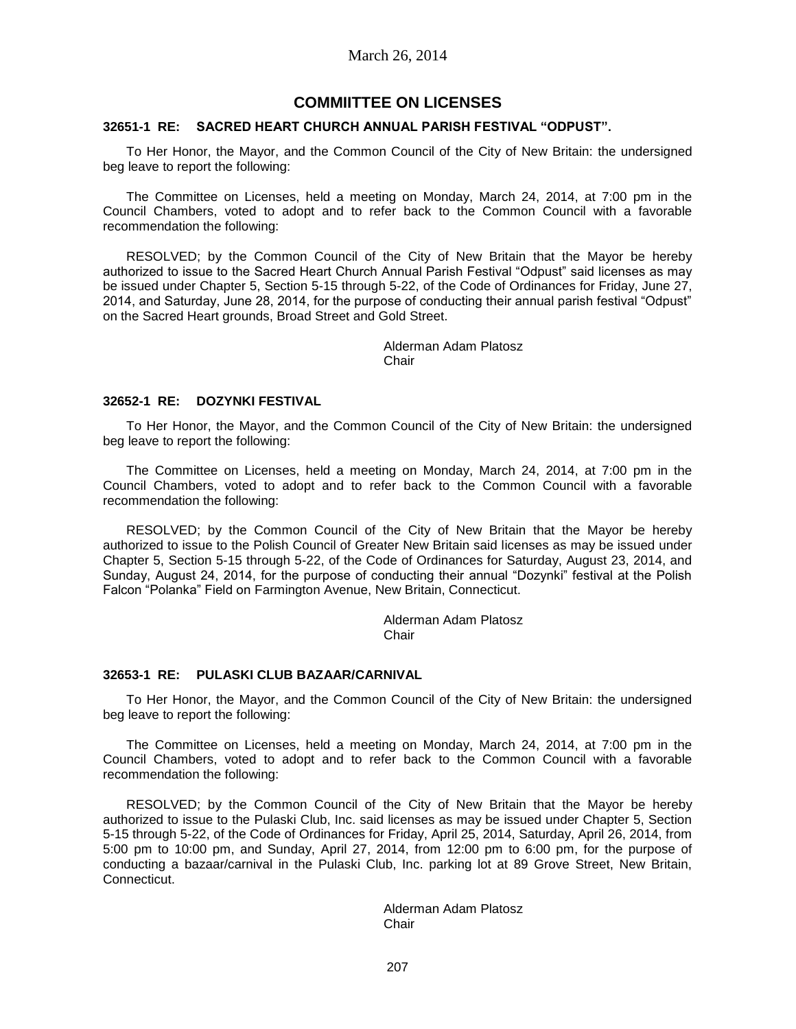March 26, 2014

## COMMIITTEE ON LICENSES

### 32651-1 RE: SACRED HEART CHURCH ANNUAL PARISH FESTIVAL "ODPUST".

To Her Honor, the Mayor, and the Common Council of the City of New Britain: the undersigned beg leave to report the following:

The Committee on Licenses, held a meeting on Monday, March 24, 2014, at 7:00 pm in the Council Chambers, voted to adopt and to refer back to the Common Council with a favorable recommendation the following:

RESOLVED; by the Common Council of the City of New Britain that the Mayor be hereby authorized to issue to the Sacred Heart Church Annual Parish Festival "Odpust" said licenses as may be issued under Chapter 5, Section 5-15 through 5-22, of the Code of Ordinances for Friday, June 27, 2014, and Saturday, June 28, 2014, for the purpose of conducting their annual parish festival "Odpust" on the Sacred Heart grounds, Broad Street and Gold Street.

Alderman Adam Platosz
Chair

### 32652-1 RE: DOZYNKI FESTIVAL

To Her Honor, the Mayor, and the Common Council of the City of New Britain: the undersigned beg leave to report the following:

The Committee on Licenses, held a meeting on Monday, March 24, 2014, at 7:00 pm in the Council Chambers, voted to adopt and to refer back to the Common Council with a favorable recommendation the following:

RESOLVED; by the Common Council of the City of New Britain that the Mayor be hereby authorized to issue to the Polish Council of Greater New Britain said licenses as may be issued under Chapter 5, Section 5-15 through 5-22, of the Code of Ordinances for Saturday, August 23, 2014, and Sunday, August 24, 2014, for the purpose of conducting their annual "Dozynki" festival at the Polish Falcon "Polanka" Field on Farmington Avenue, New Britain, Connecticut.

Alderman Adam Platosz
Chair

### 32653-1 RE: PULASKI CLUB BAZAAR/CARNIVAL

To Her Honor, the Mayor, and the Common Council of the City of New Britain: the undersigned beg leave to report the following:

The Committee on Licenses, held a meeting on Monday, March 24, 2014, at 7:00 pm in the Council Chambers, voted to adopt and to refer back to the Common Council with a favorable recommendation the following:

RESOLVED; by the Common Council of the City of New Britain that the Mayor be hereby authorized to issue to the Pulaski Club, Inc. said licenses as may be issued under Chapter 5, Section 5-15 through 5-22, of the Code of Ordinances for Friday, April 25, 2014, Saturday, April 26, 2014, from 5:00 pm to 10:00 pm, and Sunday, April 27, 2014, from 12:00 pm to 6:00 pm, for the purpose of conducting a bazaar/carnival in the Pulaski Club, Inc. parking lot at 89 Grove Street, New Britain, Connecticut.

Alderman Adam Platosz
Chair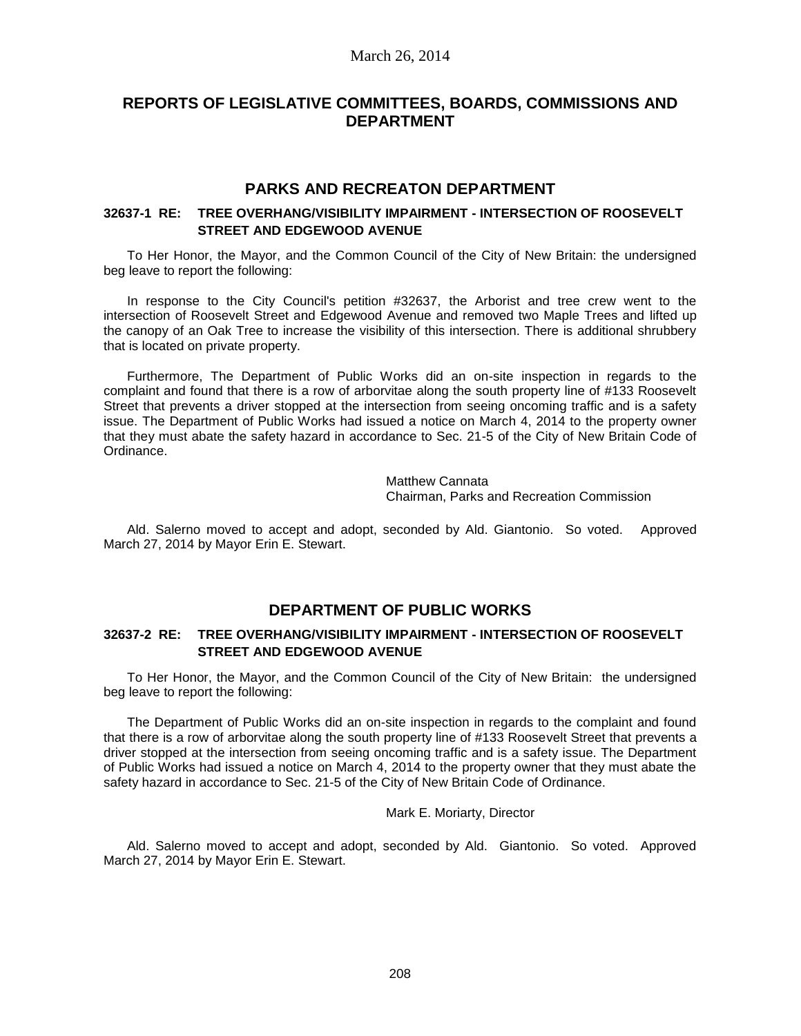March 26, 2014

## REPORTS OF LEGISLATIVE COMMITTEES, BOARDS, COMMISSIONS AND DEPARTMENT

## PARKS AND RECREATON DEPARTMENT

### 32637-1 RE: TREE OVERHANG/VISIBILITY IMPAIRMENT - INTERSECTION OF ROOSEVELT STREET AND EDGEWOOD AVENUE

To Her Honor, the Mayor, and the Common Council of the City of New Britain: the undersigned beg leave to report the following:

In response to the City Council's petition #32637, the Arborist and tree crew went to the intersection of Roosevelt Street and Edgewood Avenue and removed two Maple Trees and lifted up the canopy of an Oak Tree to increase the visibility of this intersection. There is additional shrubbery that is located on private property.

Furthermore, The Department of Public Works did an on-site inspection in regards to the complaint and found that there is a row of arborvitae along the south property line of #133 Roosevelt Street that prevents a driver stopped at the intersection from seeing oncoming traffic and is a safety issue. The Department of Public Works had issued a notice on March 4, 2014 to the property owner that they must abate the safety hazard in accordance to Sec. 21-5 of the City of New Britain Code of Ordinance.

Matthew Cannata
Chairman, Parks and Recreation Commission

Ald. Salerno moved to accept and adopt, seconded by Ald. Giantonio. So voted. Approved March 27, 2014 by Mayor Erin E. Stewart.

## DEPARTMENT OF PUBLIC WORKS

### 32637-2 RE: TREE OVERHANG/VISIBILITY IMPAIRMENT - INTERSECTION OF ROOSEVELT STREET AND EDGEWOOD AVENUE

To Her Honor, the Mayor, and the Common Council of the City of New Britain: the undersigned beg leave to report the following:

The Department of Public Works did an on-site inspection in regards to the complaint and found that there is a row of arborvitae along the south property line of #133 Roosevelt Street that prevents a driver stopped at the intersection from seeing oncoming traffic and is a safety issue. The Department of Public Works had issued a notice on March 4, 2014 to the property owner that they must abate the safety hazard in accordance to Sec. 21-5 of the City of New Britain Code of Ordinance.

Mark E. Moriarty, Director

Ald. Salerno moved to accept and adopt, seconded by Ald. Giantonio. So voted. Approved March 27, 2014 by Mayor Erin E. Stewart.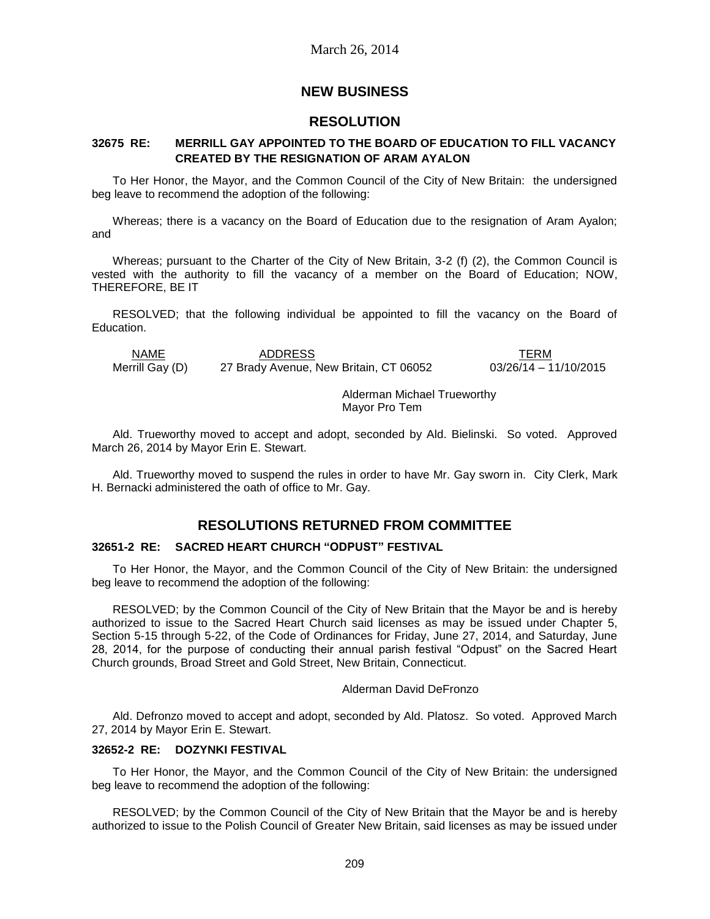## NEW BUSINESS

## RESOLUTION

### 32675 RE: MERRILL GAY APPOINTED TO THE BOARD OF EDUCATION TO FILL VACANCY CREATED BY THE RESIGNATION OF ARAM AYALON

To Her Honor, the Mayor, and the Common Council of the City of New Britain: the undersigned beg leave to recommend the adoption of the following:

Whereas; there is a vacancy on the Board of Education due to the resignation of Aram Ayalon; and

Whereas; pursuant to the Charter of the City of New Britain, 3-2 (f) (2), the Common Council is vested with the authority to fill the vacancy of a member on the Board of Education; NOW, THEREFORE, BE IT

RESOLVED; that the following individual be appointed to fill the vacancy on the Board of Education.

| NAME | ADDRESS | TERM |
|---|---|---|
| Merrill Gay (D) | 27 Brady Avenue, New Britain, CT 06052 | 03/26/14 – 11/10/2015 |

Alderman Michael Trueworthy
Mayor Pro Tem

Ald. Trueworthy moved to accept and adopt, seconded by Ald. Bielinski. So voted. Approved March 26, 2014 by Mayor Erin E. Stewart.

Ald. Trueworthy moved to suspend the rules in order to have Mr. Gay sworn in. City Clerk, Mark H. Bernacki administered the oath of office to Mr. Gay.

## RESOLUTIONS RETURNED FROM COMMITTEE

### 32651-2 RE: SACRED HEART CHURCH "ODPUST" FESTIVAL

To Her Honor, the Mayor, and the Common Council of the City of New Britain: the undersigned beg leave to recommend the adoption of the following:

RESOLVED; by the Common Council of the City of New Britain that the Mayor be and is hereby authorized to issue to the Sacred Heart Church said licenses as may be issued under Chapter 5, Section 5-15 through 5-22, of the Code of Ordinances for Friday, June 27, 2014, and Saturday, June 28, 2014, for the purpose of conducting their annual parish festival "Odpust" on the Sacred Heart Church grounds, Broad Street and Gold Street, New Britain, Connecticut.

Alderman David DeFronzo

Ald. Defronzo moved to accept and adopt, seconded by Ald. Platosz. So voted. Approved March 27, 2014 by Mayor Erin E. Stewart.

### 32652-2 RE: DOZYNKI FESTIVAL

To Her Honor, the Mayor, and the Common Council of the City of New Britain: the undersigned beg leave to recommend the adoption of the following:

RESOLVED; by the Common Council of the City of New Britain that the Mayor be and is hereby authorized to issue to the Polish Council of Greater New Britain, said licenses as may be issued under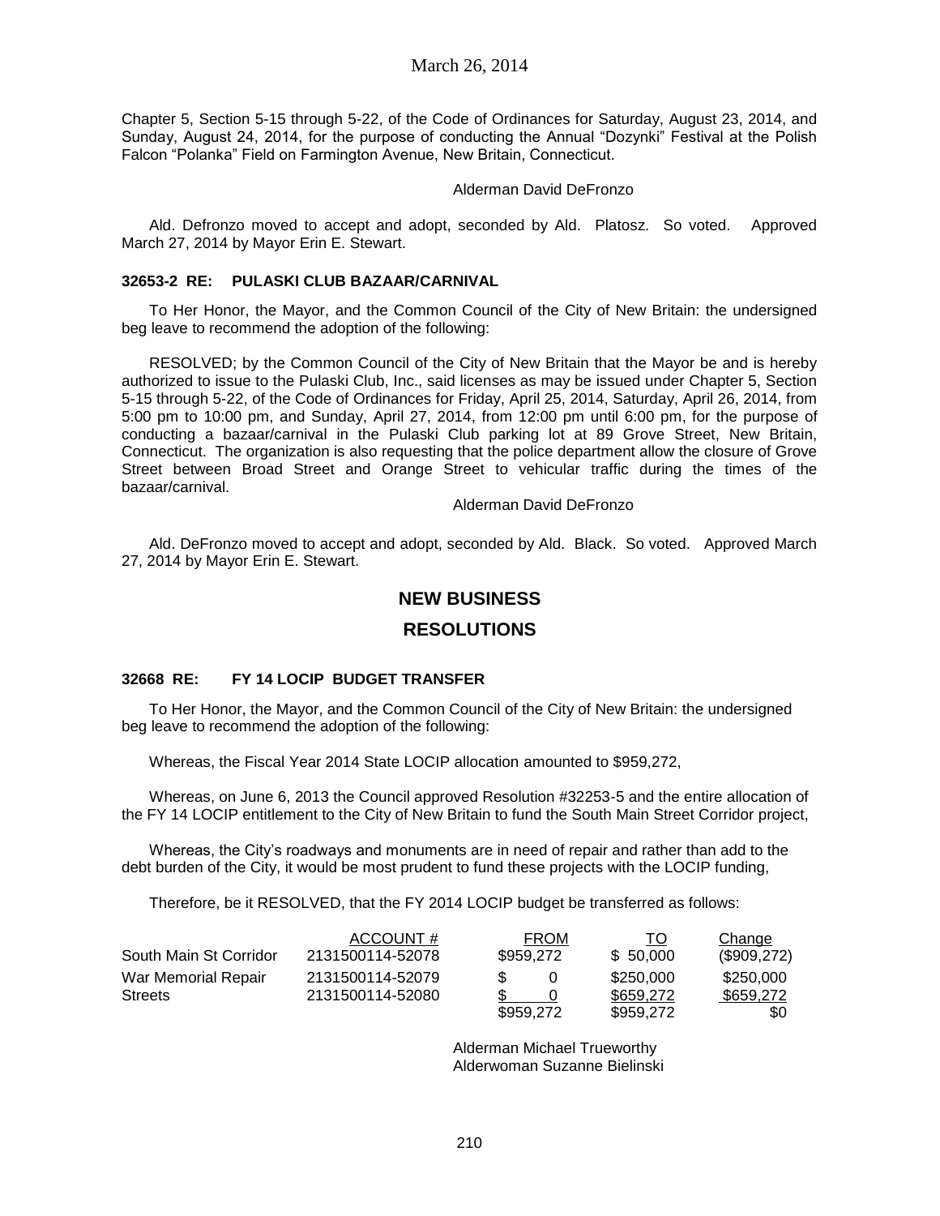Chapter 5, Section 5-15 through 5-22, of the Code of Ordinances for Saturday, August 23, 2014, and Sunday, August 24, 2014, for the purpose of conducting the Annual "Dozynki" Festival at the Polish Falcon "Polanka" Field on Farmington Avenue, New Britain, Connecticut.

Alderman David DeFronzo

Ald. Defronzo moved to accept and adopt, seconded by Ald. Platosz. So voted. Approved March 27, 2014 by Mayor Erin E. Stewart.

#### 32653-2 RE: PULASKI CLUB BAZAAR/CARNIVAL

To Her Honor, the Mayor, and the Common Council of the City of New Britain: the undersigned beg leave to recommend the adoption of the following:

RESOLVED; by the Common Council of the City of New Britain that the Mayor be and is hereby authorized to issue to the Pulaski Club, Inc., said licenses as may be issued under Chapter 5, Section 5-15 through 5-22, of the Code of Ordinances for Friday, April 25, 2014, Saturday, April 26, 2014, from 5:00 pm to 10:00 pm, and Sunday, April 27, 2014, from 12:00 pm until 6:00 pm, for the purpose of conducting a bazaar/carnival in the Pulaski Club parking lot at 89 Grove Street, New Britain, Connecticut. The organization is also requesting that the police department allow the closure of Grove Street between Broad Street and Orange Street to vehicular traffic during the times of the bazaar/carnival.

Alderman David DeFronzo

Ald. DeFronzo moved to accept and adopt, seconded by Ald. Black. So voted. Approved March 27, 2014 by Mayor Erin E. Stewart.

## NEW BUSINESS

## RESOLUTIONS

#### 32668 RE: FY 14 LOCIP BUDGET TRANSFER

To Her Honor, the Mayor, and the Common Council of the City of New Britain: the undersigned beg leave to recommend the adoption of the following:

Whereas, the Fiscal Year 2014 State LOCIP allocation amounted to $959,272,

Whereas, on June 6, 2013 the Council approved Resolution #32253-5 and the entire allocation of the FY 14 LOCIP entitlement to the City of New Britain to fund the South Main Street Corridor project,

Whereas, the City's roadways and monuments are in need of repair and rather than add to the debt burden of the City, it would be most prudent to fund these projects with the LOCIP funding,

Therefore, be it RESOLVED, that the FY 2014 LOCIP budget be transferred as follows:

| | ACCOUNT # | FROM | TO | Change |
|---|---|---|---|---|
| South Main St Corridor | 2131500114-52078 | $959,272 | $ 50,000 | ($909,272) |
| War Memorial Repair | 2131500114-52079 | $ 0 | $250,000 | $250,000 |
| Streets | 2131500114-52080 | $ 0 | $659,272 | $659,272 |
| | | $959,272 | $959,272 | $0 |

Alderman Michael Trueworthy
Alderwoman Suzanne Bielinski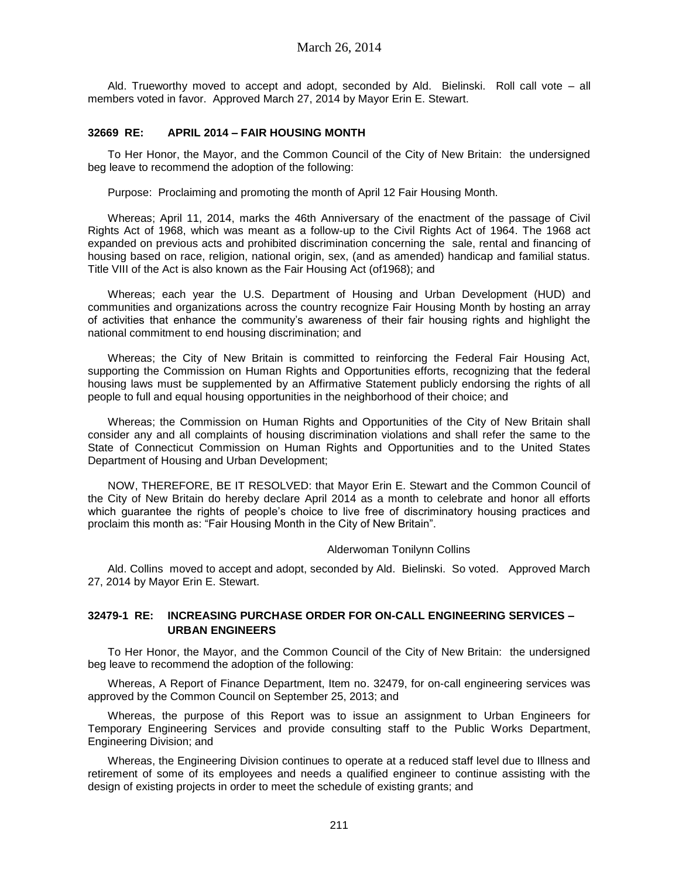Ald. Trueworthy moved to accept and adopt, seconded by Ald. Bielinski. Roll call vote – all members voted in favor. Approved March 27, 2014 by Mayor Erin E. Stewart.

**32669 RE: APRIL 2014 – FAIR HOUSING MONTH**

To Her Honor, the Mayor, and the Common Council of the City of New Britain: the undersigned beg leave to recommend the adoption of the following:

Purpose: Proclaiming and promoting the month of April 12 Fair Housing Month.

Whereas; April 11, 2014, marks the 46th Anniversary of the enactment of the passage of Civil Rights Act of 1968, which was meant as a follow-up to the Civil Rights Act of 1964. The 1968 act expanded on previous acts and prohibited discrimination concerning the sale, rental and financing of housing based on race, religion, national origin, sex, (and as amended) handicap and familial status. Title VIII of the Act is also known as the Fair Housing Act (of1968); and

Whereas; each year the U.S. Department of Housing and Urban Development (HUD) and communities and organizations across the country recognize Fair Housing Month by hosting an array of activities that enhance the community's awareness of their fair housing rights and highlight the national commitment to end housing discrimination; and

Whereas; the City of New Britain is committed to reinforcing the Federal Fair Housing Act, supporting the Commission on Human Rights and Opportunities efforts, recognizing that the federal housing laws must be supplemented by an Affirmative Statement publicly endorsing the rights of all people to full and equal housing opportunities in the neighborhood of their choice; and

Whereas; the Commission on Human Rights and Opportunities of the City of New Britain shall consider any and all complaints of housing discrimination violations and shall refer the same to the State of Connecticut Commission on Human Rights and Opportunities and to the United States Department of Housing and Urban Development;

NOW, THEREFORE, BE IT RESOLVED: that Mayor Erin E. Stewart and the Common Council of the City of New Britain do hereby declare April 2014 as a month to celebrate and honor all efforts which guarantee the rights of people's choice to live free of discriminatory housing practices and proclaim this month as: "Fair Housing Month in the City of New Britain".

Alderwoman Tonilynn Collins

Ald. Collins moved to accept and adopt, seconded by Ald. Bielinski. So voted. Approved March 27, 2014 by Mayor Erin E. Stewart.

**32479-1 RE: INCREASING PURCHASE ORDER FOR ON-CALL ENGINEERING SERVICES – URBAN ENGINEERS**

To Her Honor, the Mayor, and the Common Council of the City of New Britain: the undersigned beg leave to recommend the adoption of the following:

Whereas, A Report of Finance Department, Item no. 32479, for on-call engineering services was approved by the Common Council on September 25, 2013; and

Whereas, the purpose of this Report was to issue an assignment to Urban Engineers for Temporary Engineering Services and provide consulting staff to the Public Works Department, Engineering Division; and

Whereas, the Engineering Division continues to operate at a reduced staff level due to Illness and retirement of some of its employees and needs a qualified engineer to continue assisting with the design of existing projects in order to meet the schedule of existing grants; and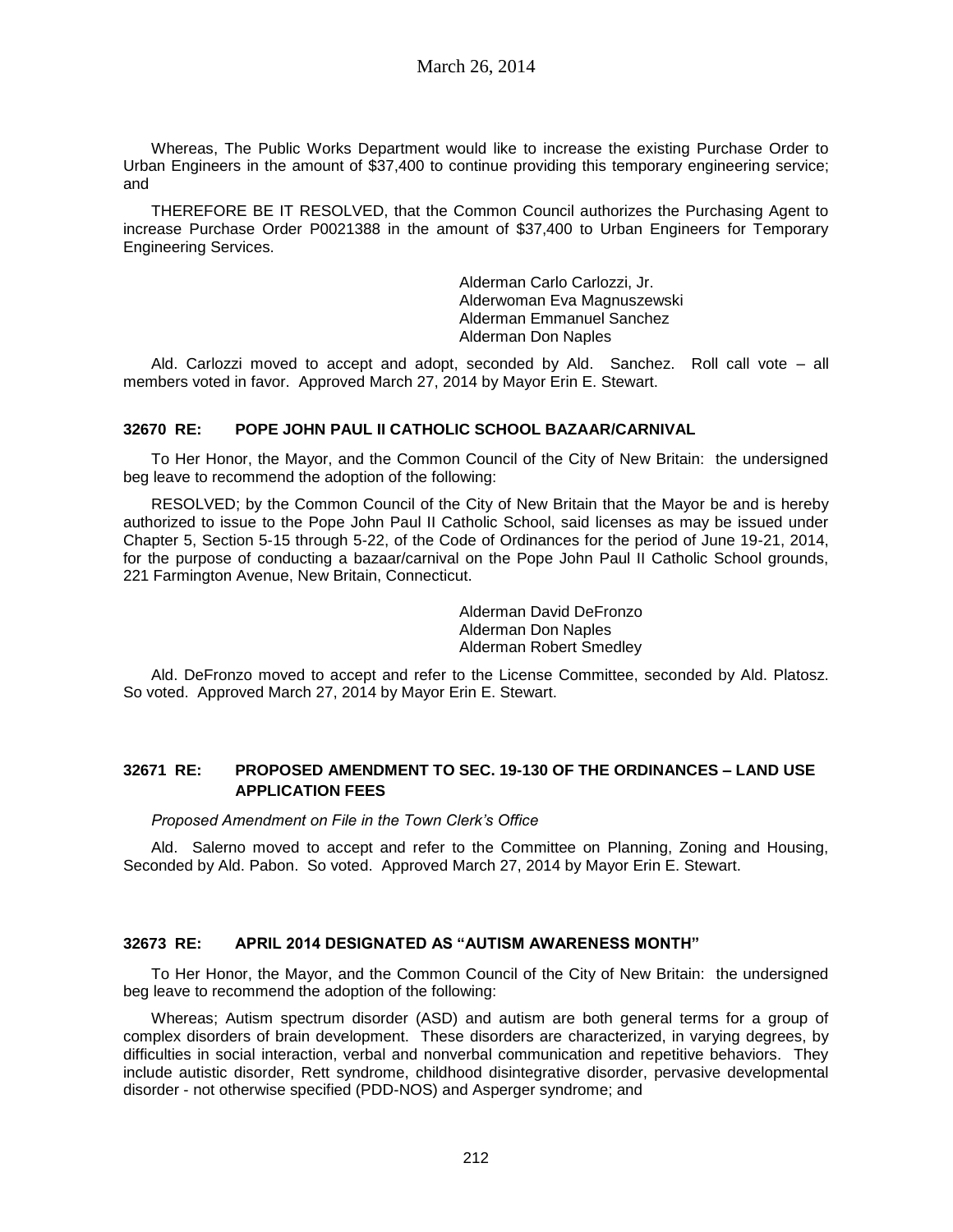Whereas, The Public Works Department would like to increase the existing Purchase Order to Urban Engineers in the amount of $37,400 to continue providing this temporary engineering service; and

THEREFORE BE IT RESOLVED, that the Common Council authorizes the Purchasing Agent to increase Purchase Order P0021388 in the amount of $37,400 to Urban Engineers for Temporary Engineering Services.

Alderman Carlo Carlozzi, Jr.
Alderwoman Eva Magnuszewski
Alderman Emmanuel Sanchez
Alderman Don Naples

Ald. Carlozzi moved to accept and adopt, seconded by Ald. Sanchez. Roll call vote – all members voted in favor. Approved March 27, 2014 by Mayor Erin E. Stewart.

### 32670 RE: POPE JOHN PAUL II CATHOLIC SCHOOL BAZAAR/CARNIVAL

To Her Honor, the Mayor, and the Common Council of the City of New Britain: the undersigned beg leave to recommend the adoption of the following:

RESOLVED; by the Common Council of the City of New Britain that the Mayor be and is hereby authorized to issue to the Pope John Paul II Catholic School, said licenses as may be issued under Chapter 5, Section 5-15 through 5-22, of the Code of Ordinances for the period of June 19-21, 2014, for the purpose of conducting a bazaar/carnival on the Pope John Paul II Catholic School grounds, 221 Farmington Avenue, New Britain, Connecticut.

Alderman David DeFronzo
Alderman Don Naples
Alderman Robert Smedley

Ald. DeFronzo moved to accept and refer to the License Committee, seconded by Ald. Platosz. So voted. Approved March 27, 2014 by Mayor Erin E. Stewart.

### 32671 RE: PROPOSED AMENDMENT TO SEC. 19-130 OF THE ORDINANCES – LAND USE APPLICATION FEES

*Proposed Amendment on File in the Town Clerk's Office*

Ald. Salerno moved to accept and refer to the Committee on Planning, Zoning and Housing, Seconded by Ald. Pabon. So voted. Approved March 27, 2014 by Mayor Erin E. Stewart.

### 32673 RE: APRIL 2014 DESIGNATED AS "AUTISM AWARENESS MONTH"

To Her Honor, the Mayor, and the Common Council of the City of New Britain: the undersigned beg leave to recommend the adoption of the following:

Whereas; Autism spectrum disorder (ASD) and autism are both general terms for a group of complex disorders of brain development. These disorders are characterized, in varying degrees, by difficulties in social interaction, verbal and nonverbal communication and repetitive behaviors. They include autistic disorder, Rett syndrome, childhood disintegrative disorder, pervasive developmental disorder - not otherwise specified (PDD-NOS) and Asperger syndrome; and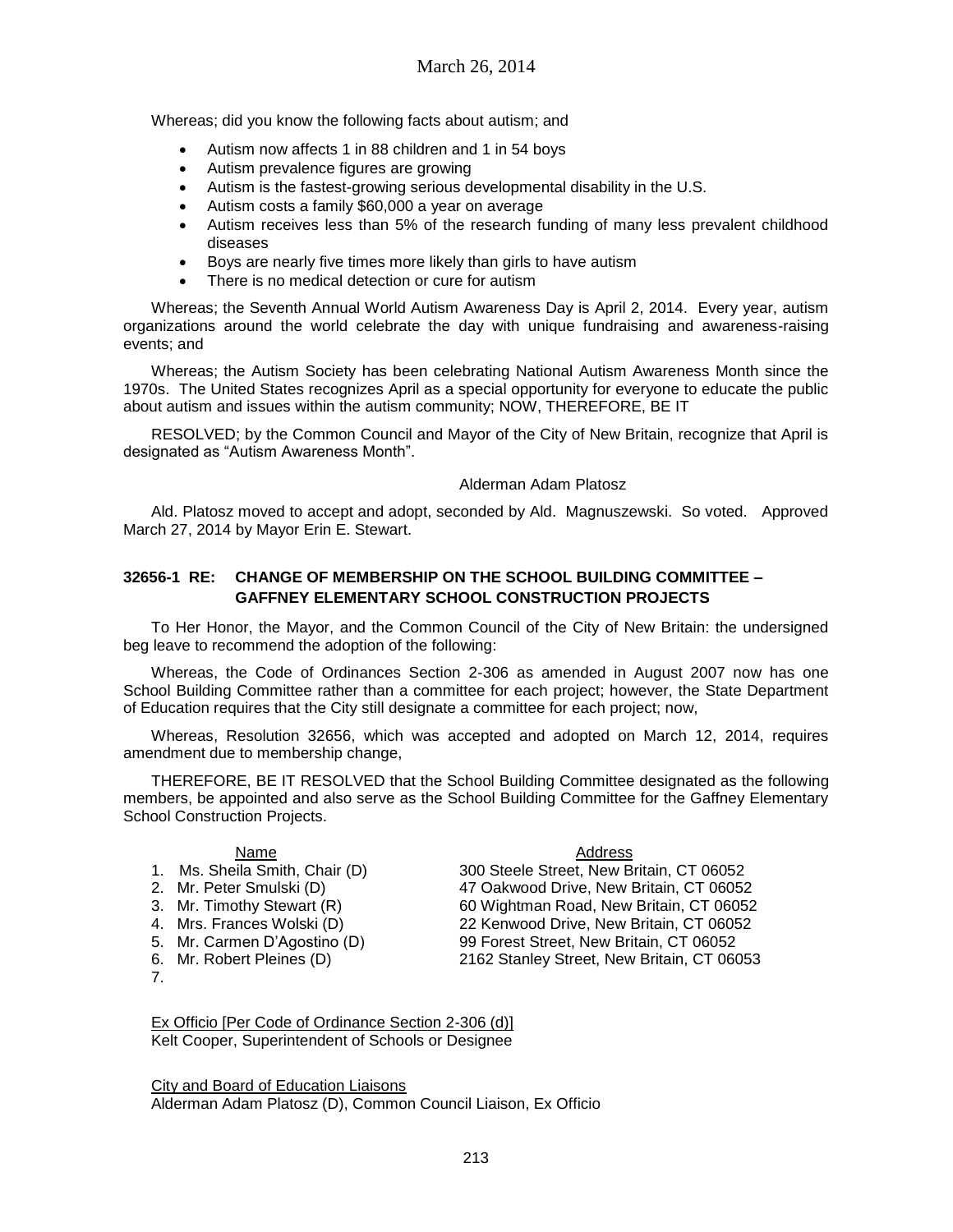Whereas; did you know the following facts about autism; and

- Autism now affects 1 in 88 children and 1 in 54 boys
- Autism prevalence figures are growing
- Autism is the fastest-growing serious developmental disability in the U.S.
- Autism costs a family $60,000 a year on average
- Autism receives less than 5% of the research funding of many less prevalent childhood diseases
- Boys are nearly five times more likely than girls to have autism
- There is no medical detection or cure for autism

Whereas; the Seventh Annual World Autism Awareness Day is April 2, 2014. Every year, autism organizations around the world celebrate the day with unique fundraising and awareness-raising events; and

Whereas; the Autism Society has been celebrating National Autism Awareness Month since the 1970s. The United States recognizes April as a special opportunity for everyone to educate the public about autism and issues within the autism community; NOW, THEREFORE, BE IT

RESOLVED; by the Common Council and Mayor of the City of New Britain, recognize that April is designated as "Autism Awareness Month".

Alderman Adam Platosz

Ald. Platosz moved to accept and adopt, seconded by Ald. Magnuszewski. So voted. Approved March 27, 2014 by Mayor Erin E. Stewart.

## 32656-1 RE: CHANGE OF MEMBERSHIP ON THE SCHOOL BUILDING COMMITTEE – GAFFNEY ELEMENTARY SCHOOL CONSTRUCTION PROJECTS

To Her Honor, the Mayor, and the Common Council of the City of New Britain: the undersigned beg leave to recommend the adoption of the following:

Whereas, the Code of Ordinances Section 2-306 as amended in August 2007 now has one School Building Committee rather than a committee for each project; however, the State Department of Education requires that the City still designate a committee for each project; now,

Whereas, Resolution 32656, which was accepted and adopted on March 12, 2014, requires amendment due to membership change,

THEREFORE, BE IT RESOLVED that the School Building Committee designated as the following members, be appointed and also serve as the School Building Committee for the Gaffney Elementary School Construction Projects.

| Name | Address |
|---|---|
| 1. Ms. Sheila Smith, Chair (D) | 300 Steele Street, New Britain, CT 06052 |
| 2. Mr. Peter Smulski (D) | 47 Oakwood Drive, New Britain, CT 06052 |
| 3. Mr. Timothy Stewart (R) | 60 Wightman Road, New Britain, CT 06052 |
| 4. Mrs. Frances Wolski (D) | 22 Kenwood Drive, New Britain, CT 06052 |
| 5. Mr. Carmen D'Agostino (D) | 99 Forest Street, New Britain, CT 06052 |
| 6. Mr. Robert Pleines (D) | 2162 Stanley Street, New Britain, CT 06053 |
| 7. | |

Ex Officio [Per Code of Ordinance Section 2-306 (d)]
Kelt Cooper, Superintendent of Schools or Designee

City and Board of Education Liaisons
Alderman Adam Platosz (D), Common Council Liaison, Ex Officio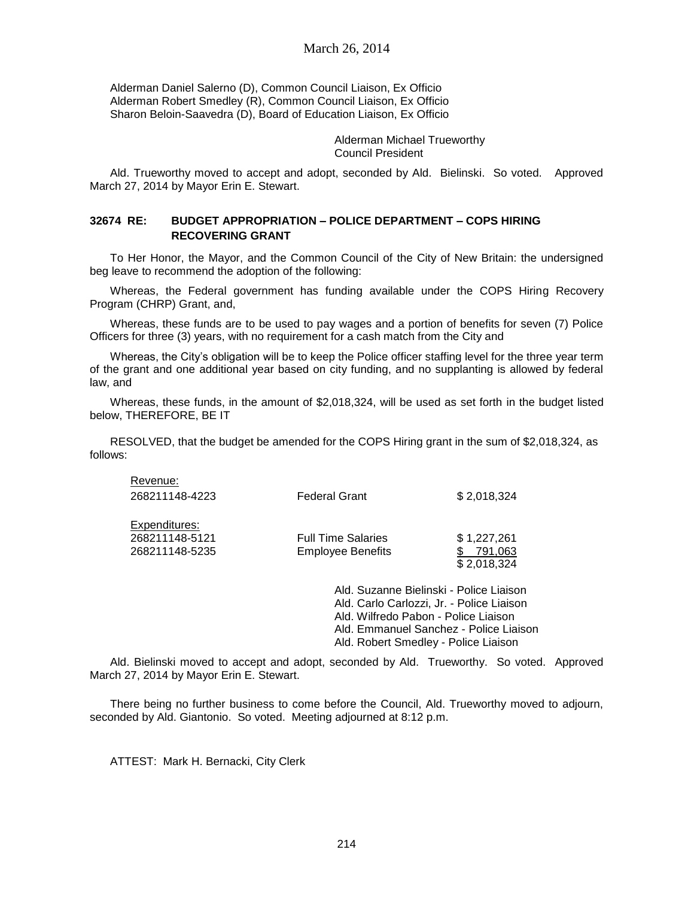Alderman Daniel Salerno (D), Common Council Liaison, Ex Officio
Alderman Robert Smedley (R), Common Council Liaison, Ex Officio
Sharon Beloin-Saavedra (D), Board of Education Liaison, Ex Officio

Alderman Michael Trueworthy
Council President

Ald. Trueworthy moved to accept and adopt, seconded by Ald. Bielinski. So voted. Approved March 27, 2014 by Mayor Erin E. Stewart.

**32674 RE: BUDGET APPROPRIATION – POLICE DEPARTMENT – COPS HIRING RECOVERING GRANT**

To Her Honor, the Mayor, and the Common Council of the City of New Britain: the undersigned beg leave to recommend the adoption of the following:

Whereas, the Federal government has funding available under the COPS Hiring Recovery Program (CHRP) Grant, and,

Whereas, these funds are to be used to pay wages and a portion of benefits for seven (7) Police Officers for three (3) years, with no requirement for a cash match from the City and

Whereas, the City's obligation will be to keep the Police officer staffing level for the three year term of the grant and one additional year based on city funding, and no supplanting is allowed by federal law, and

Whereas, these funds, in the amount of $2,018,324, will be used as set forth in the budget listed below, THEREFORE, BE IT

RESOLVED, that the budget be amended for the COPS Hiring grant in the sum of $2,018,324, as follows:

| | | |
|---|---|---|
| Revenue: | | |
| 268211148-4223 | Federal Grant | $ 2,018,324 |
| | | |
| Expenditures: | | |
| 268211148-5121 | Full Time Salaries | $ 1,227,261 |
| 268211148-5235 | Employee Benefits | $ 791,063 |
| | | $ 2,018,324 |

Ald. Suzanne Bielinski - Police Liaison
Ald. Carlo Carlozzi, Jr. - Police Liaison
Ald. Wilfredo Pabon - Police Liaison
Ald. Emmanuel Sanchez - Police Liaison
Ald. Robert Smedley - Police Liaison

Ald. Bielinski moved to accept and adopt, seconded by Ald. Trueworthy. So voted. Approved March 27, 2014 by Mayor Erin E. Stewart.

There being no further business to come before the Council, Ald. Trueworthy moved to adjourn, seconded by Ald. Giantonio. So voted. Meeting adjourned at 8:12 p.m.

ATTEST: Mark H. Bernacki, City Clerk